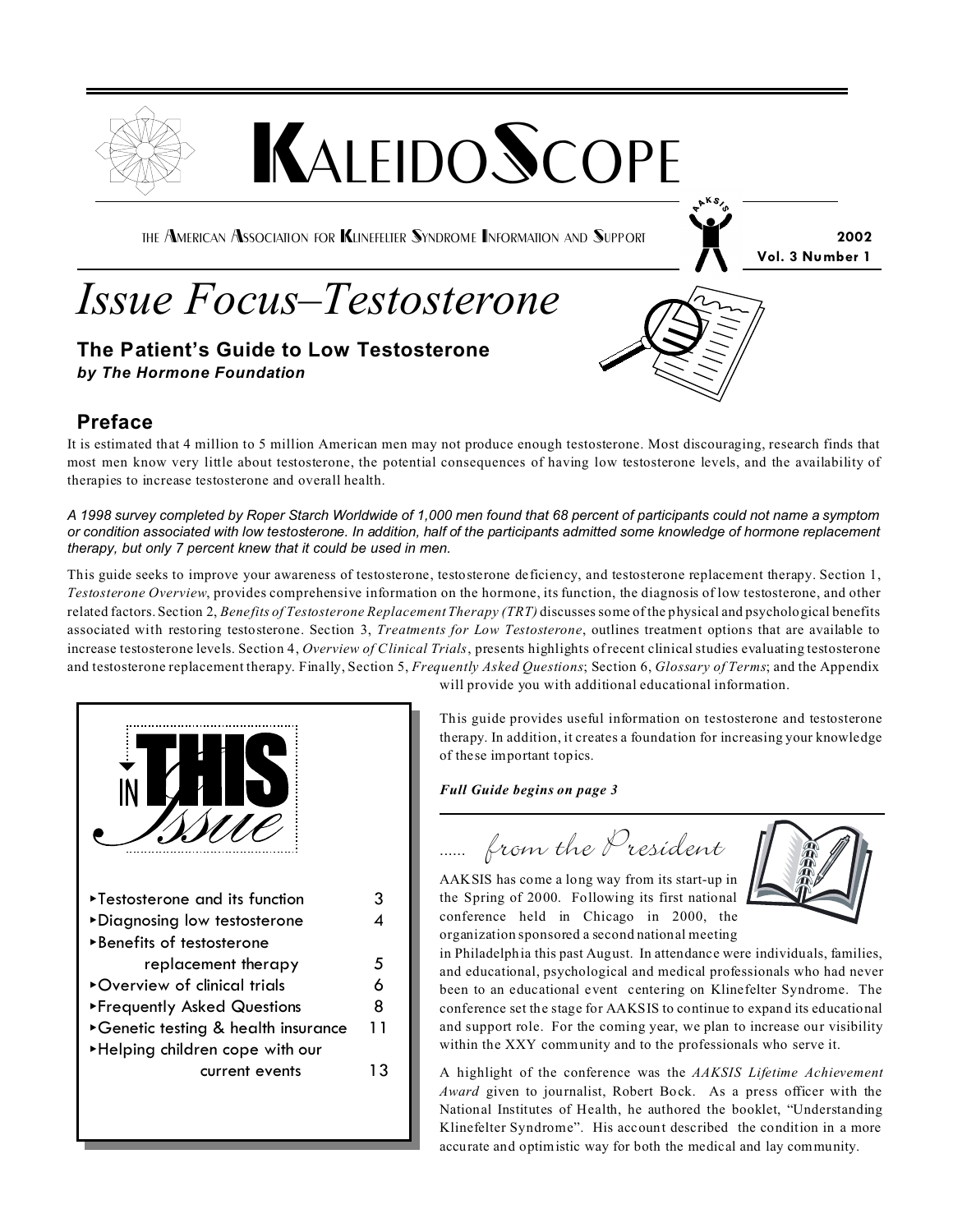# KALEIDOSCOPE

THE AMERICAN ASSOCIATION FOR KLINEFELTER SYNDROME INFORMATION AND SUPPORT

**2002**
**Vol. 3 Number 1**

# *Issue Focus–Testosterone*

## The Patient's Guide to Low Testosterone

***by The Hormone Foundation***

### Preface

It is estimated that 4 million to 5 million American men may not produce enough testosterone. Most discouraging, research finds that most men know very little about testosterone, the potential consequences of having low testosterone levels, and the availability of therapies to increase testosterone and overall health.

*A 1998 survey completed by Roper Starch Worldwide of 1,000 men found that 68 percent of participants could not name a symptom or condition associated with low testosterone. In addition, half of the participants admitted some knowledge of hormone replacement therapy, but only 7 percent knew that it could be used in men.*

This guide seeks to improve your awareness of testosterone, testosterone deficiency, and testosterone replacement therapy. Section 1, *Testosterone Overview*, provides comprehensive information on the hormone, its function, the diagnosis of low testosterone, and other related factors. Section 2, *Benefits of Testosterone Replacement Therapy (TRT)* discusses some of the physical and psychological benefits associated with restoring testosterone. Section 3, *Treatments for Low Testosterone*, outlines treatment options that are available to increase testosterone levels. Section 4, *Overview of Clinical Trials*, presents highlights of recent clinical studies evaluating testosterone and testosterone replacement therapy. Finally, Section 5, *Frequently Asked Questions*; Section 6, *Glossary of Terms*; and the Appendix will provide you with additional educational information.

This guide provides useful information on testosterone and testosterone therapy. In addition, it creates a foundation for increasing your knowledge of these important topics.

***Full Guide begins on page 3***

### IN THIS Issue

| | |
|---|---|
| ▸Testosterone and its function | 3 |
| ▸Diagnosing low testosterone | 4 |
| ▸Benefits of testosterone replacement therapy | 5 |
| ▸Overview of clinical trials | 6 |
| ▸Frequently Asked Questions | 8 |
| ▸Genetic testing & health insurance | 11 |
| ▸Helping children cope with our current events | 13 |

### ...... *from the President*

AAKSIS has come a long way from its start-up in the Spring of 2000. Following its first national conference held in Chicago in 2000, the organization sponsored a second national meeting in Philadelphia this past August. In attendance were individuals, families, and educational, psychological and medical professionals who had never been to an educational event centering on Klinefelter Syndrome. The conference set the stage for AAKSIS to continue to expand its educational and support role. For the coming year, we plan to increase our visibility within the XXY community and to the professionals who serve it.

A highlight of the conference was the *AAKSIS Lifetime Achievement Award* given to journalist, Robert Bock. As a press officer with the National Institutes of Health, he authored the booklet, "Understanding Klinefelter Syndrome". His account described the condition in a more accurate and optimistic way for both the medical and lay community.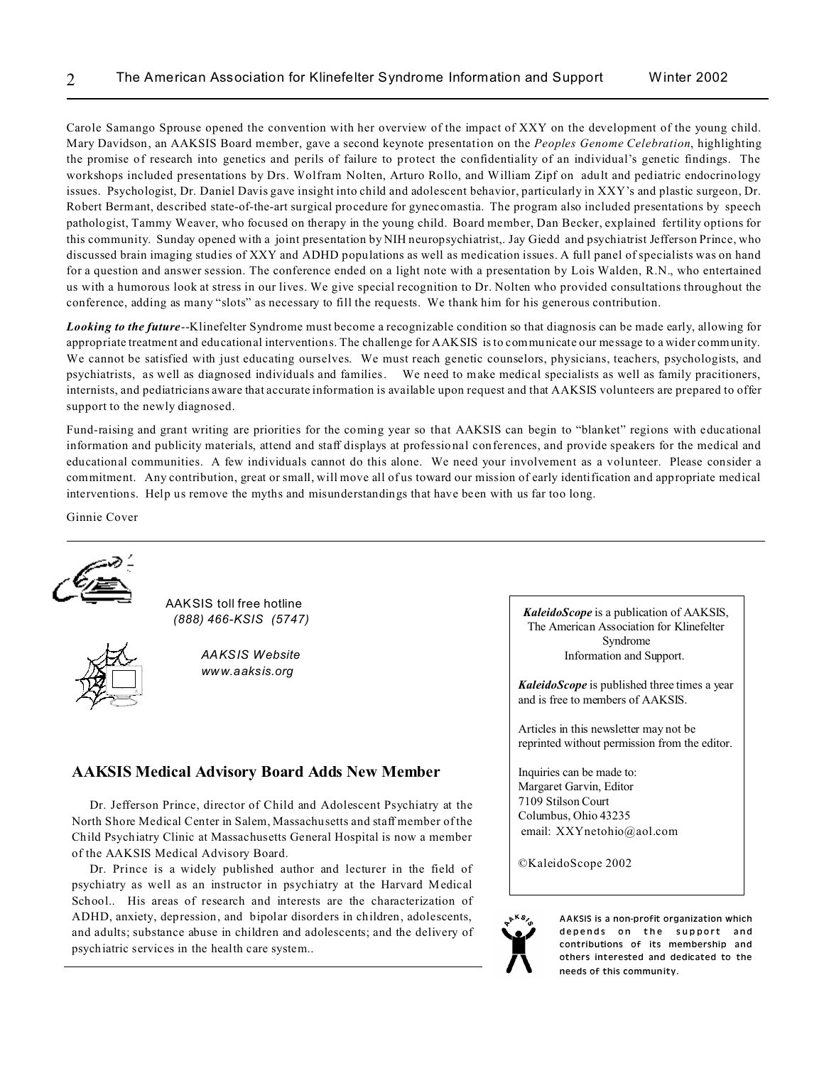Carole Samango Sprouse opened the convention with her overview of the impact of XXY on the development of the young child. Mary Davidson, an AAKSIS Board member, gave a second keynote presentation on the *Peoples Genome Celebration*, highlighting the promise of research into genetics and perils of failure to protect the confidentiality of an individual's genetic findings. The workshops included presentations by Drs. Wolfram Nolten, Arturo Rollo, and William Zipf on adult and pediatric endocrinology issues. Psychologist, Dr. Daniel Davis gave insight into child and adolescent behavior, particularly in XXY's and plastic surgeon, Dr. Robert Bermant, described state-of-the-art surgical procedure for gynecomastia. The program also included presentations by speech pathologist, Tammy Weaver, who focused on therapy in the young child. Board member, Dan Becker, explained fertility options for this community. Sunday opened with a joint presentation by NIH neuropsychiatrist,. Jay Giedd and psychiatrist Jefferson Prince, who discussed brain imaging studies of XXY and ADHD populations as well as medication issues. A full panel of specialists was on hand for a question and answer session. The conference ended on a light note with a presentation by Lois Walden, R.N., who entertained us with a humorous look at stress in our lives. We give special recognition to Dr. Nolten who provided consultations throughout the conference, adding as many "slots" as necessary to fill the requests. We thank him for his generous contribution.

***Looking to the future***--Klinefelter Syndrome must become a recognizable condition so that diagnosis can be made early, allowing for appropriate treatment and educational interventions. The challenge for AAKSIS is to communicate our message to a wider community. We cannot be satisfied with just educating ourselves. We must reach genetic counselors, physicians, teachers, psychologists, and psychiatrists, as well as diagnosed individuals and families. We need to make medical specialists as well as family pracitioners, internists, and pediatricians aware that accurate information is available upon request and that AAKSIS volunteers are prepared to offer support to the newly diagnosed.

Fund-raising and grant writing are priorities for the coming year so that AAKSIS can begin to "blanket" regions with educational information and publicity materials, attend and staff displays at professional conferences, and provide speakers for the medical and educational communities. A few individuals cannot do this alone. We need your involvement as a volunteer. Please consider a commitment. Any contribution, great or small, will move all of us toward our mission of early identification and appropriate medical interventions. Help us remove the myths and misunderstandings that have been with us far too long.

Ginnie Cover

---

AAKSIS toll free hotline
*(888) 466-KSIS (5747)*

*AAKSIS Website*
*www.aaksis.org*

## AAKSIS Medical Advisory Board Adds New Member

Dr. Jefferson Prince, director of Child and Adolescent Psychiatry at the North Shore Medical Center in Salem, Massachusetts and staff member of the Child Psychiatry Clinic at Massachusetts General Hospital is now a member of the AAKSIS Medical Advisory Board.

Dr. Prince is a widely published author and lecturer in the field of psychiatry as well as an instructor in psychiatry at the Harvard Medical School.. His areas of research and interests are the characterization of ADHD, anxiety, depression, and bipolar disorders in children, adolescents, and adults; substance abuse in children and adolescents; and the delivery of psychiatric services in the health care system..

---

***KaleidoScope*** is a publication of AAKSIS, The American Association for Klinefelter Syndrome Information and Support.

***KaleidoScope*** is published three times a year and is free to members of AAKSIS.

Articles in this newsletter may not be reprinted without permission from the editor.

Inquiries can be made to:
Margaret Garvin, Editor
7109 Stilson Court
Columbus, Ohio 43235
email: XXYnetohio@aol.com

©KaleidoScope 2002

AAKSIS is a non-profit organization which depends on the support and contributions of its membership and others interested and dedicated to the needs of this community.